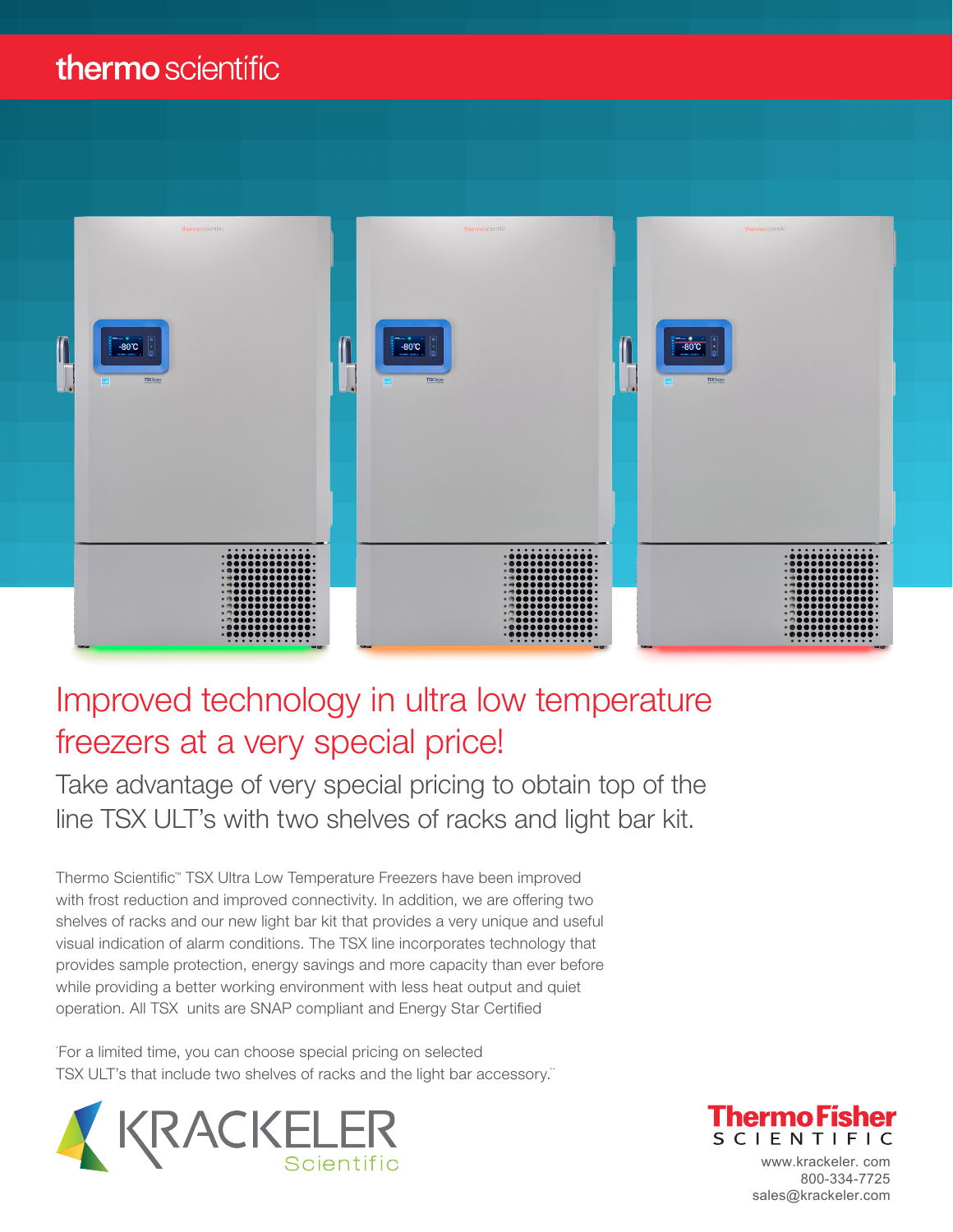thermo scientific

# Improved technology in ultra low temperature freezers at a very special price!

## Take advantage of very special pricing to obtain top of the line TSX ULT's with two shelves of racks and light bar kit.

Thermo Scientific™ TSX Ultra Low Temperature Freezers have been improved with frost reduction and improved connectivity. In addition, we are offering two shelves of racks and our new light bar kit that provides a very unique and useful visual indication of alarm conditions. The TSX line incorporates technology that provides sample protection, energy savings and more capacity than ever before while providing a better working environment with less heat output and quiet operation. All TSX units are SNAP compliant and Energy Star Certified

'For a limited time, you can choose special pricing on selected TSX ULT's that include two shelves of racks and the light bar accessory.''

KRACKELER Scientific

ThermoFisher SCIENTIFIC

www.krackeler. com
800-334-7725
sales@krackeler.com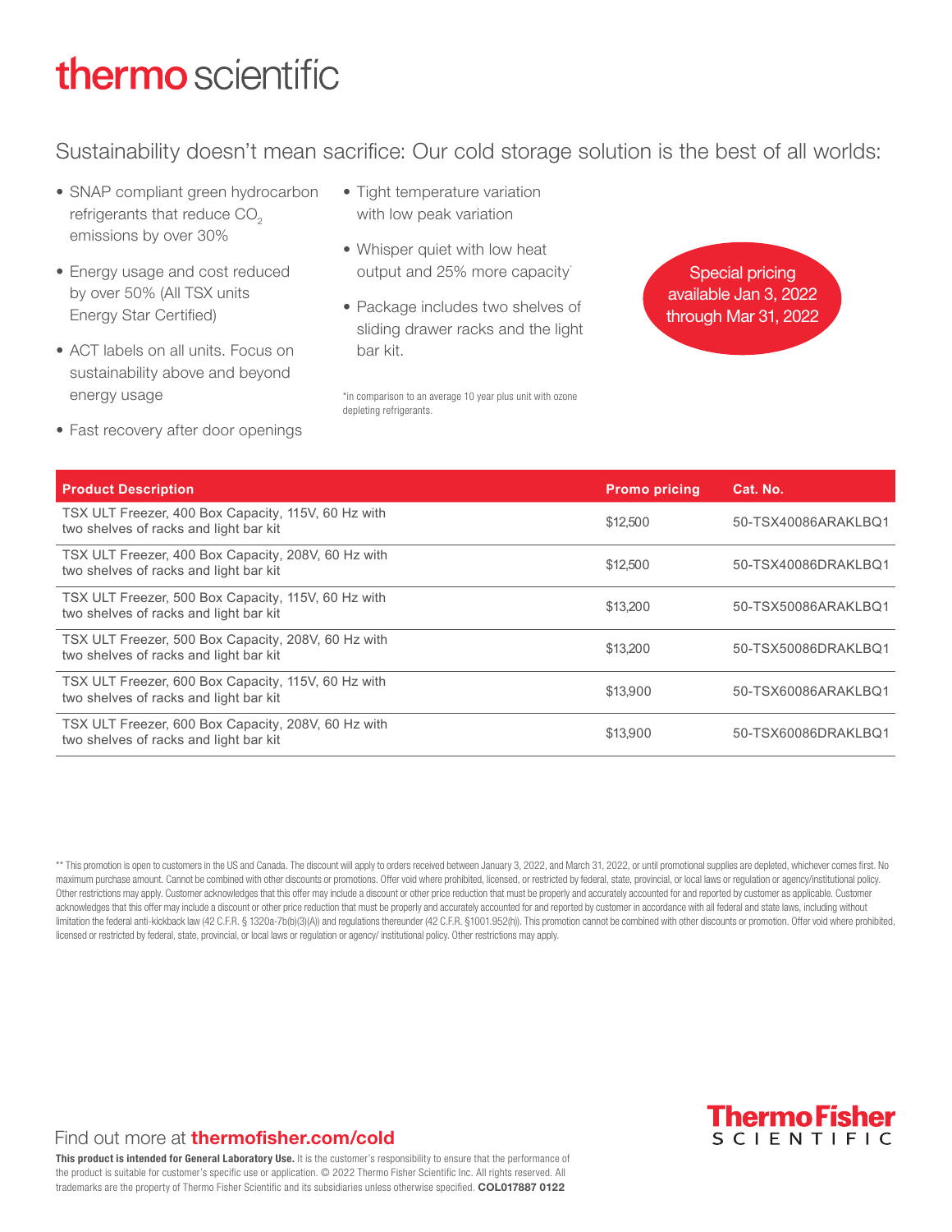# thermo scientific

## Sustainability doesn't mean sacrifice: Our cold storage solution is the best of all worlds:

- SNAP compliant green hydrocarbon refrigerants that reduce $CO_2$ emissions by over 30%
- Energy usage and cost reduced by over 50% (All TSX units Energy Star Certified)
- ACT labels on all units. Focus on sustainability above and beyond energy usage
- Fast recovery after door openings
- Tight temperature variation with low peak variation
- Whisper quiet with low heat output and 25% more capacity*
- Package includes two shelves of sliding drawer racks and the light bar kit.

*in comparison to an average 10 year plus unit with ozone depleting refrigerants.

Special pricing available Jan 3, 2022 through Mar 31, 2022

| Product Description | Promo pricing | Cat. No. |
|---|---|---|
| TSX ULT Freezer, 400 Box Capacity, 115V, 60 Hz with two shelves of racks and light bar kit | $12,500 | 50-TSX40086ARAKLBQ1 |
| TSX ULT Freezer, 400 Box Capacity, 208V, 60 Hz with two shelves of racks and light bar kit | $12,500 | 50-TSX40086DRAKLBQ1 |
| TSX ULT Freezer, 500 Box Capacity, 115V, 60 Hz with two shelves of racks and light bar kit | $13,200 | 50-TSX50086ARAKLBQ1 |
| TSX ULT Freezer, 500 Box Capacity, 208V, 60 Hz with two shelves of racks and light bar kit | $13,200 | 50-TSX50086DRAKLBQ1 |
| TSX ULT Freezer, 600 Box Capacity, 115V, 60 Hz with two shelves of racks and light bar kit | $13,900 | 50-TSX60086ARAKLBQ1 |
| TSX ULT Freezer, 600 Box Capacity, 208V, 60 Hz with two shelves of racks and light bar kit | $13,900 | 50-TSX60086DRAKLBQ1 |

** This promotion is open to customers in the US and Canada. The discount will apply to orders received between January 3, 2022, and March 31, 2022, or until promotional supplies are depleted, whichever comes first. No maximum purchase amount. Cannot be combined with other discounts or promotions. Offer void where prohibited, licensed, or restricted by federal, state, provincial, or local laws or regulation or agency/institutional policy. Other restrictions may apply. Customer acknowledges that this offer may include a discount or other price reduction that must be properly and accurately accounted for and reported by customer as applicable. Customer acknowledges that this offer may include a discount or other price reduction that must be properly and accurately accounted for and reported by customer in accordance with all federal and state laws, including without limitation the federal anti-kickback law (42 C.F.R. § 1320a-7b(b)(3)(A)) and regulations thereunder (42 C.F.R. §1001.952(h)). This promotion cannot be combined with other discounts or promotion. Offer void where prohibited, licensed or restricted by federal, state, provincial, or local laws or regulation or agency/ institutional policy. Other restrictions may apply.

Find out more at **thermofisher.com/cold**

**This product is intended for General Laboratory Use.** It is the customer's responsibility to ensure that the performance of the product is suitable for customer's specific use or application. © 2022 Thermo Fisher Scientific Inc. All rights reserved. All trademarks are the property of Thermo Fisher Scientific and its subsidiaries unless otherwise specified. **COL017887 0122**

**ThermoFisher SCIENTIFIC**